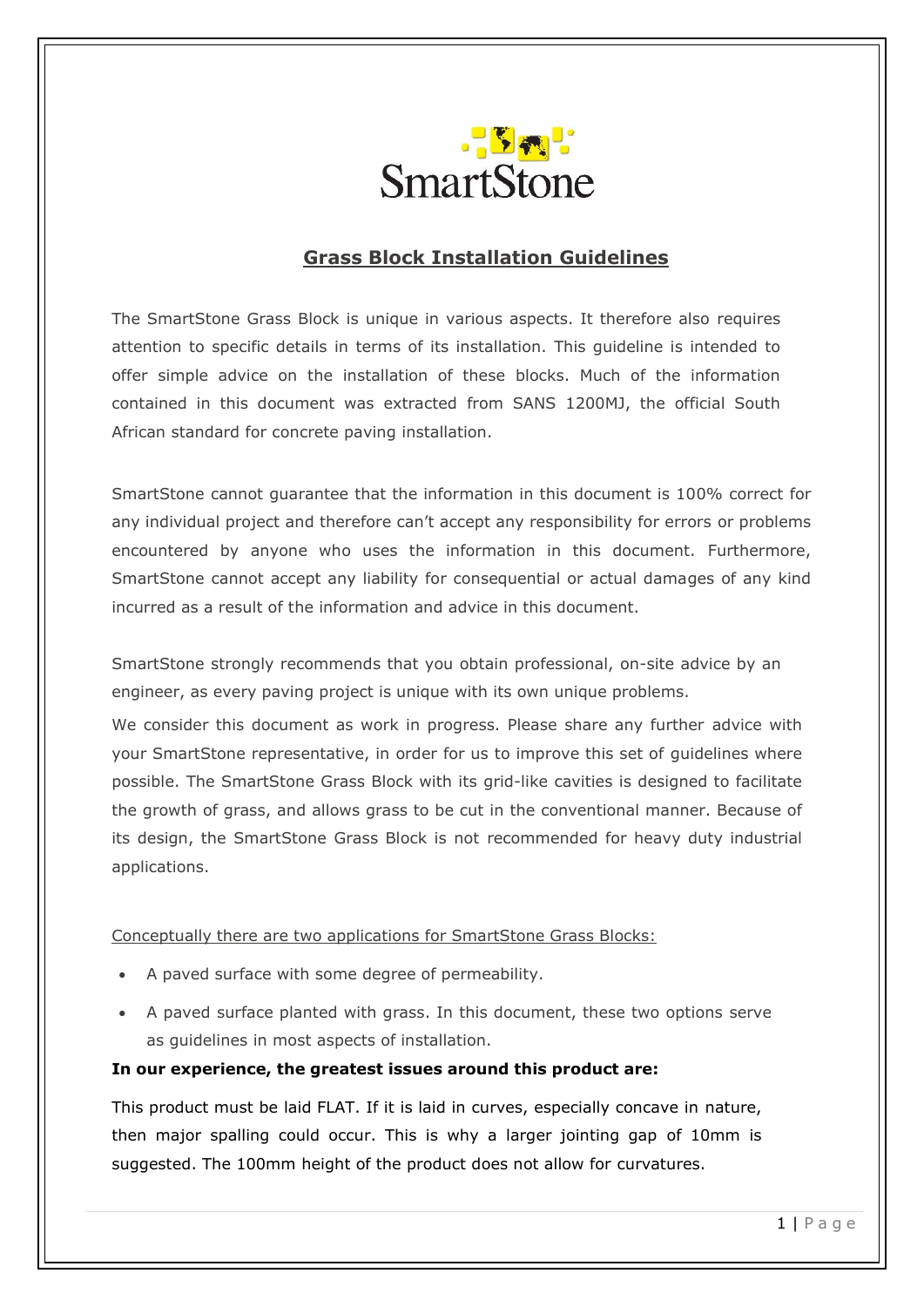SmartStone

# Grass Block Installation Guidelines

The SmartStone Grass Block is unique in various aspects. It therefore also requires attention to specific details in terms of its installation. This guideline is intended to offer simple advice on the installation of these blocks. Much of the information contained in this document was extracted from SANS 1200MJ, the official South African standard for concrete paving installation.

SmartStone cannot guarantee that the information in this document is 100% correct for any individual project and therefore can't accept any responsibility for errors or problems encountered by anyone who uses the information in this document. Furthermore, SmartStone cannot accept any liability for consequential or actual damages of any kind incurred as a result of the information and advice in this document.

SmartStone strongly recommends that you obtain professional, on-site advice by an engineer, as every paving project is unique with its own unique problems.

We consider this document as work in progress. Please share any further advice with your SmartStone representative, in order for us to improve this set of guidelines where possible. The SmartStone Grass Block with its grid-like cavities is designed to facilitate the growth of grass, and allows grass to be cut in the conventional manner. Because of its design, the SmartStone Grass Block is not recommended for heavy duty industrial applications.

Conceptually there are two applications for SmartStone Grass Blocks:

- A paved surface with some degree of permeability.
- A paved surface planted with grass. In this document, these two options serve as guidelines in most aspects of installation.

**In our experience, the greatest issues around this product are:**

This product must be laid FLAT. If it is laid in curves, especially concave in nature, then major spalling could occur. This is why a larger jointing gap of 10mm is suggested. The 100mm height of the product does not allow for curvatures.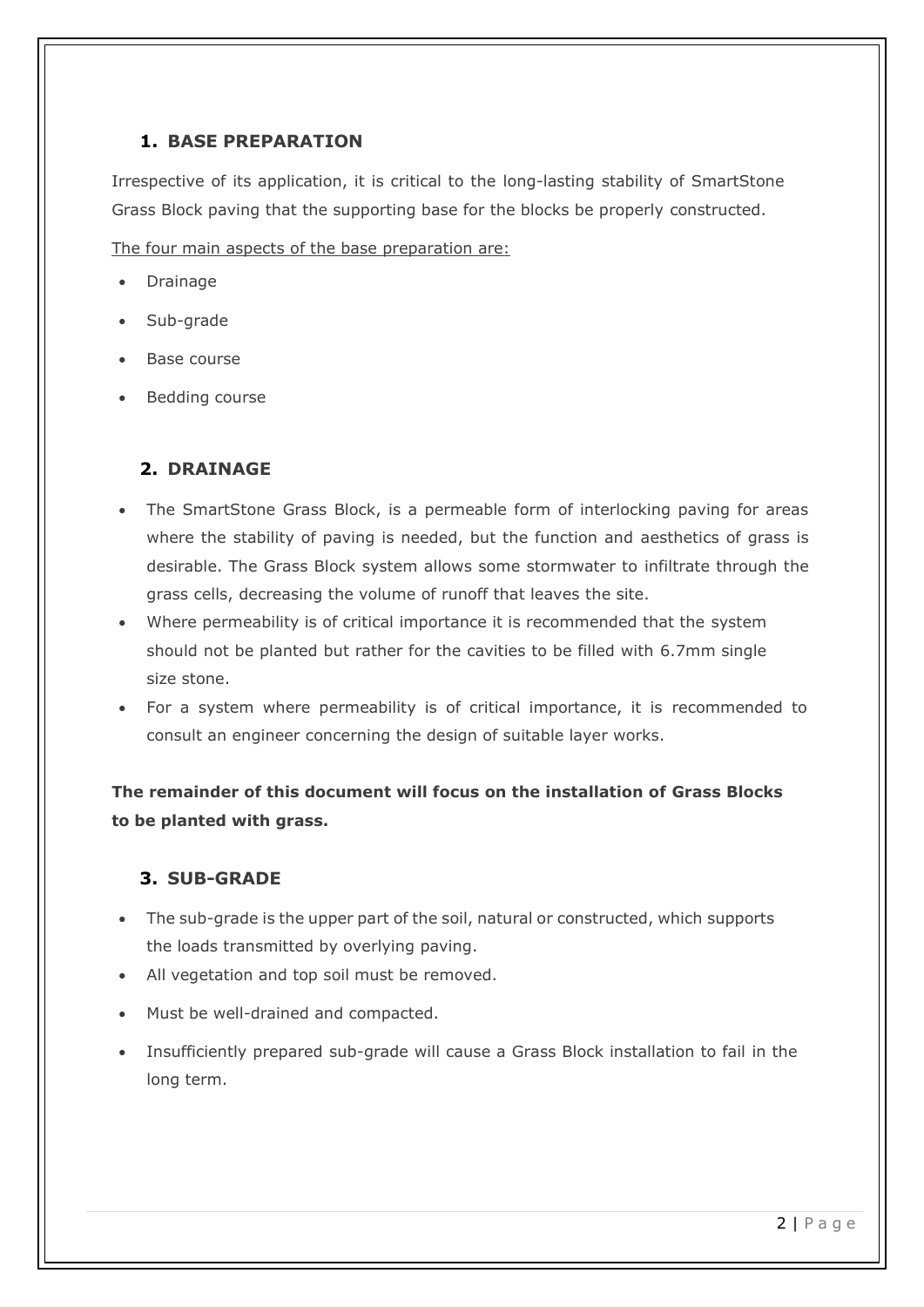## 1. BASE PREPARATION

Irrespective of its application, it is critical to the long-lasting stability of SmartStone Grass Block paving that the supporting base for the blocks be properly constructed.

The four main aspects of the base preparation are:

- Drainage
- Sub-grade
- Base course
- Bedding course

## 2. DRAINAGE

- The SmartStone Grass Block, is a permeable form of interlocking paving for areas where the stability of paving is needed, but the function and aesthetics of grass is desirable. The Grass Block system allows some stormwater to infiltrate through the grass cells, decreasing the volume of runoff that leaves the site.
- Where permeability is of critical importance it is recommended that the system should not be planted but rather for the cavities to be filled with 6.7mm single size stone.
- For a system where permeability is of critical importance, it is recommended to consult an engineer concerning the design of suitable layer works.

**The remainder of this document will focus on the installation of Grass Blocks to be planted with grass.**

## 3. SUB-GRADE

- The sub-grade is the upper part of the soil, natural or constructed, which supports the loads transmitted by overlying paving.
- All vegetation and top soil must be removed.
- Must be well-drained and compacted.
- Insufficiently prepared sub-grade will cause a Grass Block installation to fail in the long term.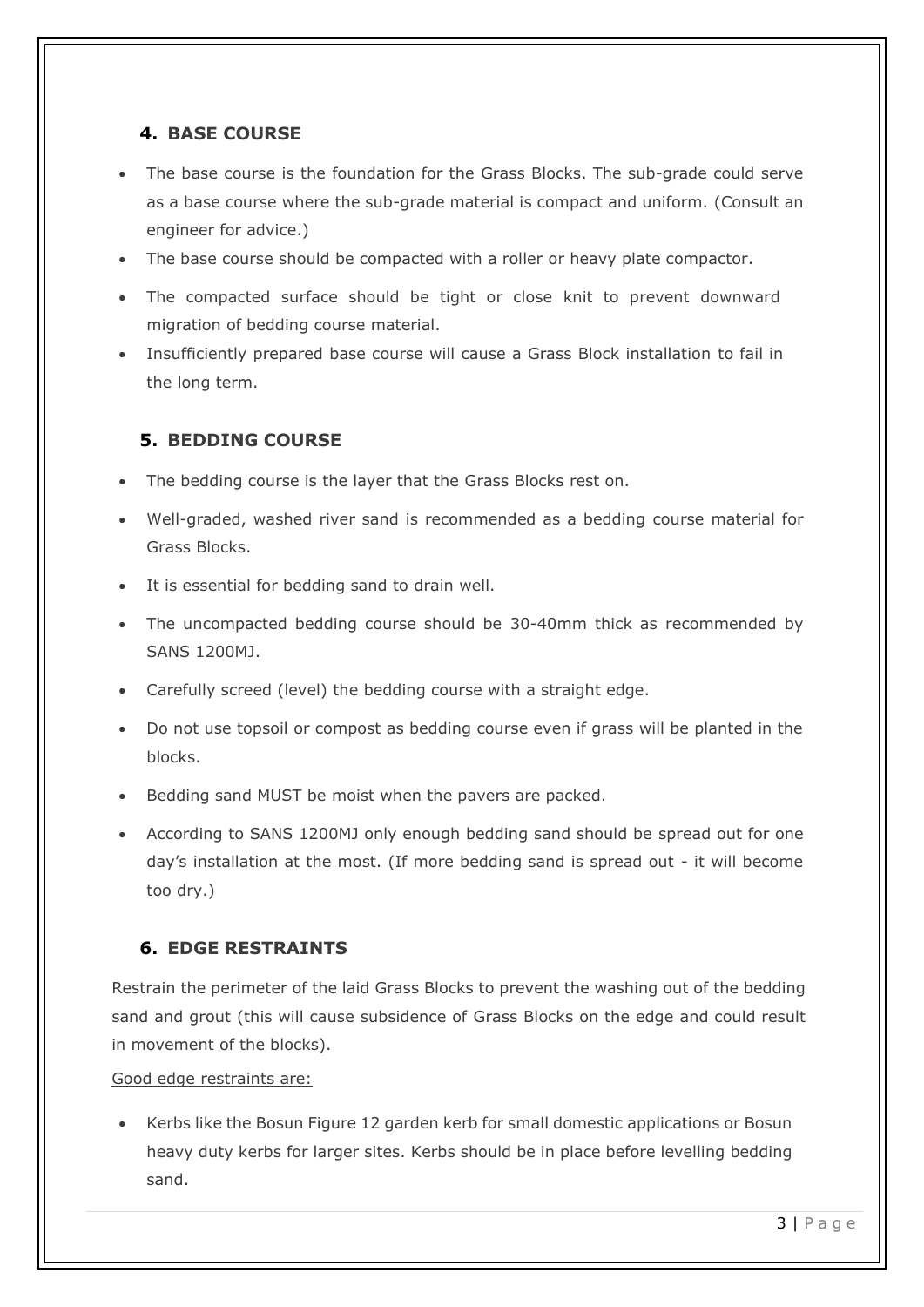## 4. BASE COURSE

- The base course is the foundation for the Grass Blocks. The sub-grade could serve as a base course where the sub-grade material is compact and uniform. (Consult an engineer for advice.)
- The base course should be compacted with a roller or heavy plate compactor.
- The compacted surface should be tight or close knit to prevent downward migration of bedding course material.
- Insufficiently prepared base course will cause a Grass Block installation to fail in the long term.

## 5. BEDDING COURSE

- The bedding course is the layer that the Grass Blocks rest on.
- Well-graded, washed river sand is recommended as a bedding course material for Grass Blocks.
- It is essential for bedding sand to drain well.
- The uncompacted bedding course should be 30-40mm thick as recommended by SANS 1200MJ.
- Carefully screed (level) the bedding course with a straight edge.
- Do not use topsoil or compost as bedding course even if grass will be planted in the blocks.
- Bedding sand MUST be moist when the pavers are packed.
- According to SANS 1200MJ only enough bedding sand should be spread out for one day's installation at the most. (If more bedding sand is spread out - it will become too dry.)

## 6. EDGE RESTRAINTS

Restrain the perimeter of the laid Grass Blocks to prevent the washing out of the bedding sand and grout (this will cause subsidence of Grass Blocks on the edge and could result in movement of the blocks).

Good edge restraints are:

- Kerbs like the Bosun Figure 12 garden kerb for small domestic applications or Bosun heavy duty kerbs for larger sites. Kerbs should be in place before levelling bedding sand.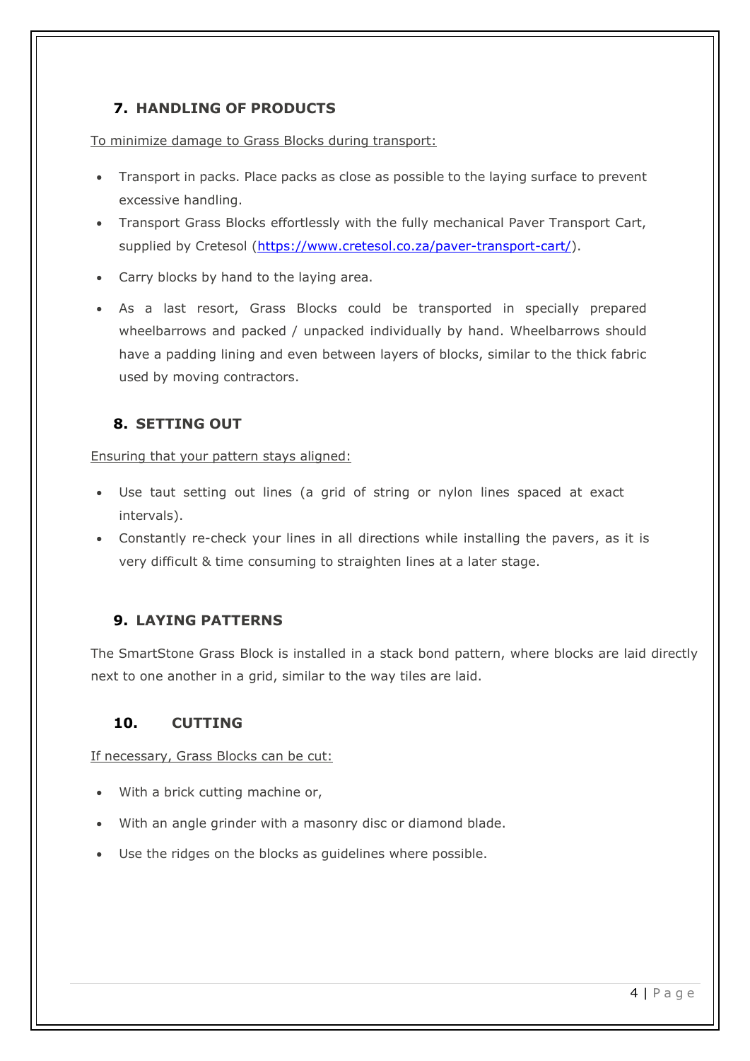## 7. HANDLING OF PRODUCTS

To minimize damage to Grass Blocks during transport:

- Transport in packs. Place packs as close as possible to the laying surface to prevent excessive handling.
- Transport Grass Blocks effortlessly with the fully mechanical Paver Transport Cart, supplied by Cretesol ([https://www.cretesol.co.za/paver-transport-cart/](https://www.cretesol.co.za/paver-transport-cart/)).
- Carry blocks by hand to the laying area.
- As a last resort, Grass Blocks could be transported in specially prepared wheelbarrows and packed / unpacked individually by hand. Wheelbarrows should have a padding lining and even between layers of blocks, similar to the thick fabric used by moving contractors.

## 8. SETTING OUT

Ensuring that your pattern stays aligned:

- Use taut setting out lines (a grid of string or nylon lines spaced at exact intervals).
- Constantly re-check your lines in all directions while installing the pavers, as it is very difficult & time consuming to straighten lines at a later stage.

## 9. LAYING PATTERNS

The SmartStone Grass Block is installed in a stack bond pattern, where blocks are laid directly next to one another in a grid, similar to the way tiles are laid.

## 10. CUTTING

If necessary, Grass Blocks can be cut:

- With a brick cutting machine or,
- With an angle grinder with a masonry disc or diamond blade.
- Use the ridges on the blocks as guidelines where possible.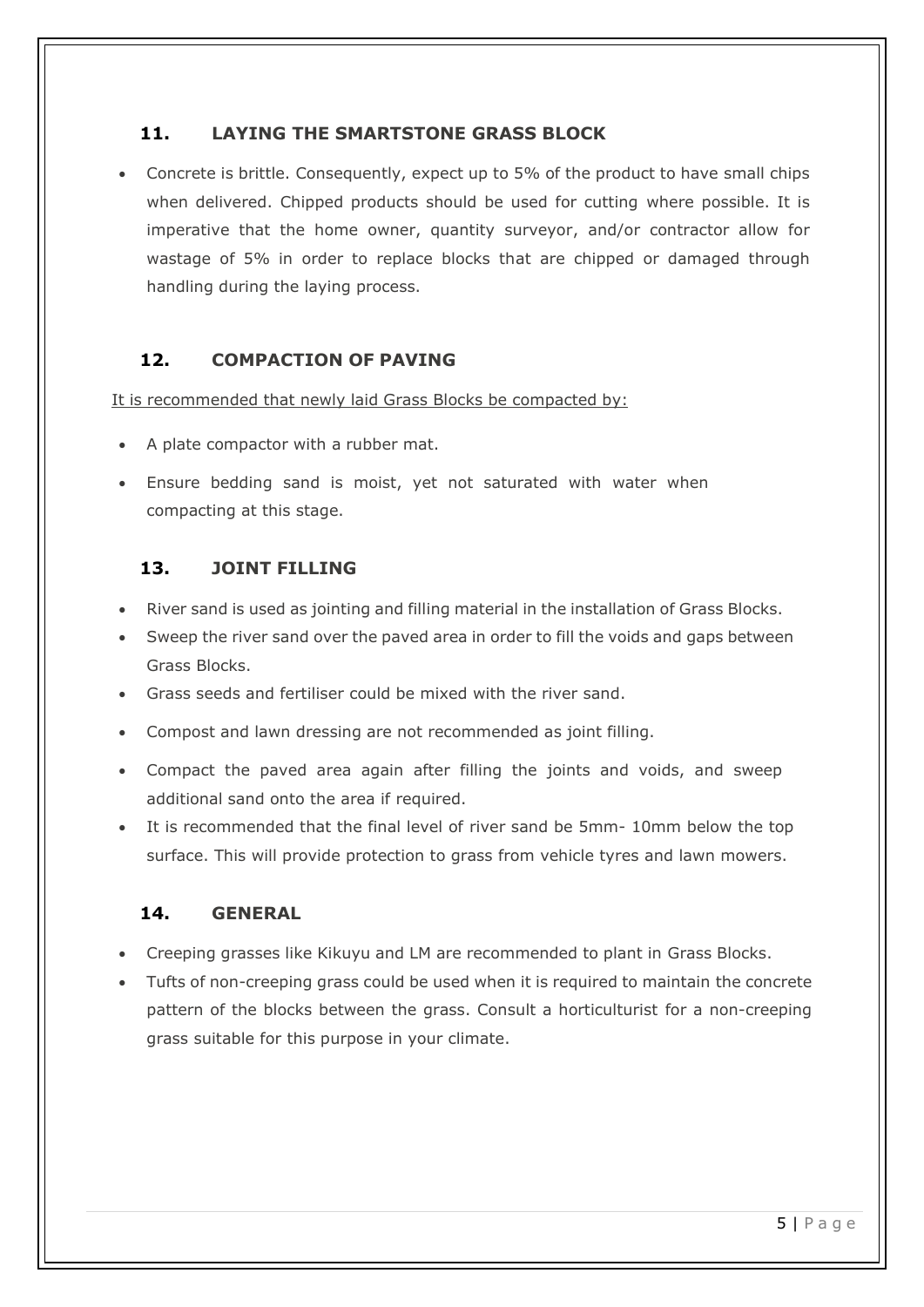## 11. LAYING THE SMARTSTONE GRASS BLOCK

- Concrete is brittle. Consequently, expect up to 5% of the product to have small chips when delivered. Chipped products should be used for cutting where possible. It is imperative that the home owner, quantity surveyor, and/or contractor allow for wastage of 5% in order to replace blocks that are chipped or damaged through handling during the laying process.

## 12. COMPACTION OF PAVING

<u>It is recommended that newly laid Grass Blocks be compacted by:</u>

- A plate compactor with a rubber mat.
- Ensure bedding sand is moist, yet not saturated with water when compacting at this stage.

## 13. JOINT FILLING

- River sand is used as jointing and filling material in the installation of Grass Blocks.
- Sweep the river sand over the paved area in order to fill the voids and gaps between Grass Blocks.
- Grass seeds and fertiliser could be mixed with the river sand.
- Compost and lawn dressing are not recommended as joint filling.
- Compact the paved area again after filling the joints and voids, and sweep additional sand onto the area if required.
- It is recommended that the final level of river sand be 5mm- 10mm below the top surface. This will provide protection to grass from vehicle tyres and lawn mowers.

## 14. GENERAL

- Creeping grasses like Kikuyu and LM are recommended to plant in Grass Blocks.
- Tufts of non-creeping grass could be used when it is required to maintain the concrete pattern of the blocks between the grass. Consult a horticulturist for a non-creeping grass suitable for this purpose in your climate.